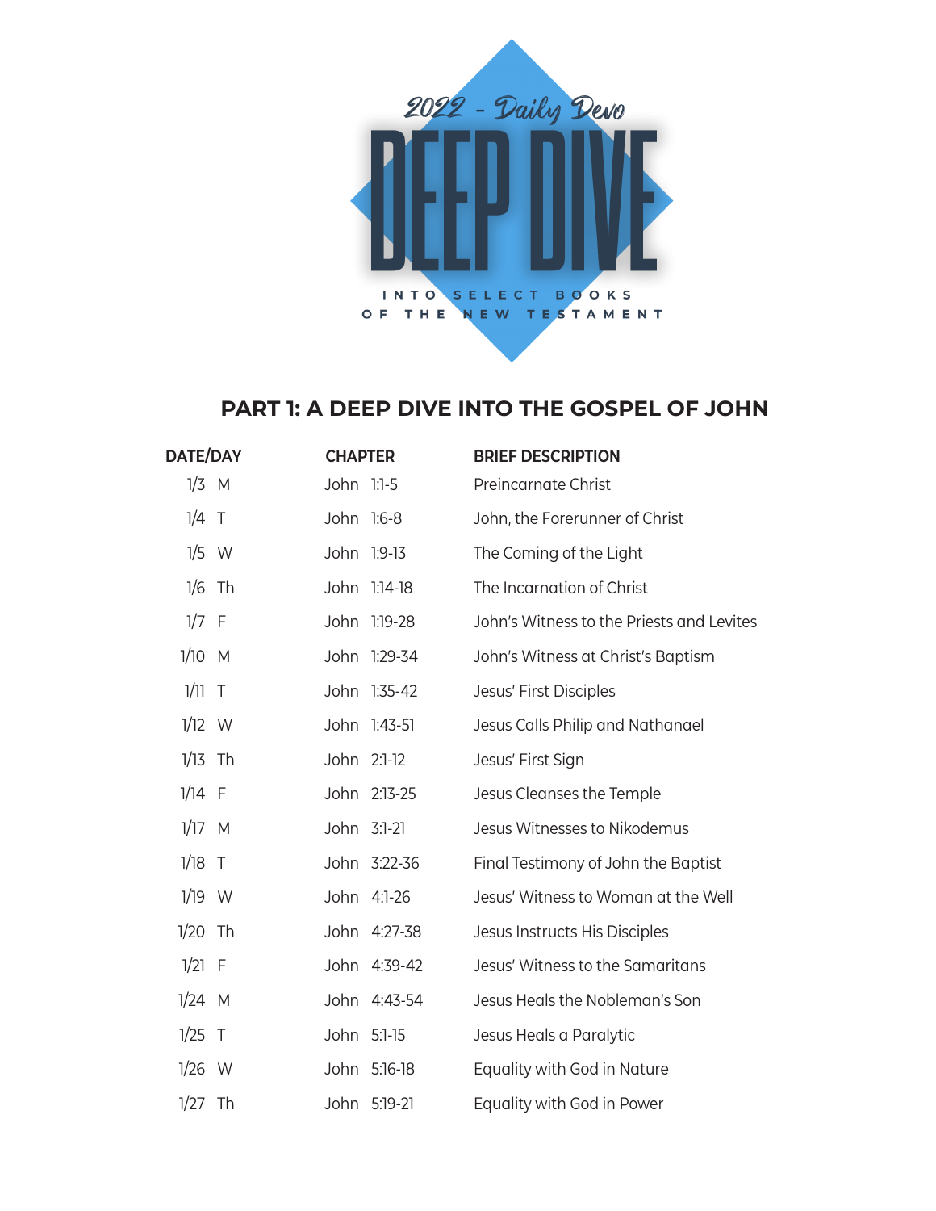2022 - Daily Devo

# DEEP DIVE

INTO SELECT BOOKS OF THE NEW TESTAMENT

## PART 1: A DEEP DIVE INTO THE GOSPEL OF JOHN

| DATE/DAY | CHAPTER | BRIEF DESCRIPTION |
|---|---|---|
| 1/3 M | John 1:1-5 | Preincarnate Christ |
| 1/4 T | John 1:6-8 | John, the Forerunner of Christ |
| 1/5 W | John 1:9-13 | The Coming of the Light |
| 1/6 Th | John 1:14-18 | The Incarnation of Christ |
| 1/7 F | John 1:19-28 | John's Witness to the Priests and Levites |
| 1/10 M | John 1:29-34 | John's Witness at Christ's Baptism |
| 1/11 T | John 1:35-42 | Jesus' First Disciples |
| 1/12 W | John 1:43-51 | Jesus Calls Philip and Nathanael |
| 1/13 Th | John 2:1-12 | Jesus' First Sign |
| 1/14 F | John 2:13-25 | Jesus Cleanses the Temple |
| 1/17 M | John 3:1-21 | Jesus Witnesses to Nikodemus |
| 1/18 T | John 3:22-36 | Final Testimony of John the Baptist |
| 1/19 W | John 4:1-26 | Jesus' Witness to Woman at the Well |
| 1/20 Th | John 4:27-38 | Jesus Instructs His Disciples |
| 1/21 F | John 4:39-42 | Jesus' Witness to the Samaritans |
| 1/24 M | John 4:43-54 | Jesus Heals the Nobleman's Son |
| 1/25 T | John 5:1-15 | Jesus Heals a Paralytic |
| 1/26 W | John 5:16-18 | Equality with God in Nature |
| 1/27 Th | John 5:19-21 | Equality with God in Power |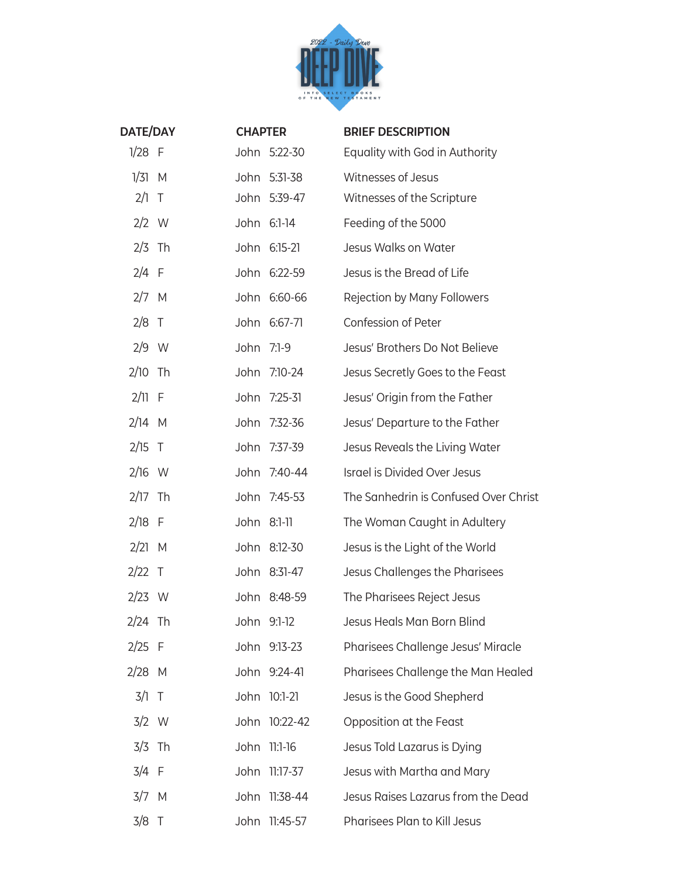2022 - Daily Devo

# DEEP DIVE

INTO SELECT BOOKS OF THE NEW TESTAMENT

| DATE/DAY | CHAPTER | BRIEF DESCRIPTION |
|---|---|---|
| 1/28 F | John 5:22-30 | Equality with God in Authority |
| 1/31 M | John 5:31-38 | Witnesses of Jesus |
| 2/1 T | John 5:39-47 | Witnesses of the Scripture |
| 2/2 W | John 6:1-14 | Feeding of the 5000 |
| 2/3 Th | John 6:15-21 | Jesus Walks on Water |
| 2/4 F | John 6:22-59 | Jesus is the Bread of Life |
| 2/7 M | John 6:60-66 | Rejection by Many Followers |
| 2/8 T | John 6:67-71 | Confession of Peter |
| 2/9 W | John 7:1-9 | Jesus' Brothers Do Not Believe |
| 2/10 Th | John 7:10-24 | Jesus Secretly Goes to the Feast |
| 2/11 F | John 7:25-31 | Jesus' Origin from the Father |
| 2/14 M | John 7:32-36 | Jesus' Departure to the Father |
| 2/15 T | John 7:37-39 | Jesus Reveals the Living Water |
| 2/16 W | John 7:40-44 | Israel is Divided Over Jesus |
| 2/17 Th | John 7:45-53 | The Sanhedrin is Confused Over Christ |
| 2/18 F | John 8:1-11 | The Woman Caught in Adultery |
| 2/21 M | John 8:12-30 | Jesus is the Light of the World |
| 2/22 T | John 8:31-47 | Jesus Challenges the Pharisees |
| 2/23 W | John 8:48-59 | The Pharisees Reject Jesus |
| 2/24 Th | John 9:1-12 | Jesus Heals Man Born Blind |
| 2/25 F | John 9:13-23 | Pharisees Challenge Jesus' Miracle |
| 2/28 M | John 9:24-41 | Pharisees Challenge the Man Healed |
| 3/1 T | John 10:1-21 | Jesus is the Good Shepherd |
| 3/2 W | John 10:22-42 | Opposition at the Feast |
| 3/3 Th | John 11:1-16 | Jesus Told Lazarus is Dying |
| 3/4 F | John 11:17-37 | Jesus with Martha and Mary |
| 3/7 M | John 11:38-44 | Jesus Raises Lazarus from the Dead |
| 3/8 T | John 11:45-57 | Pharisees Plan to Kill Jesus |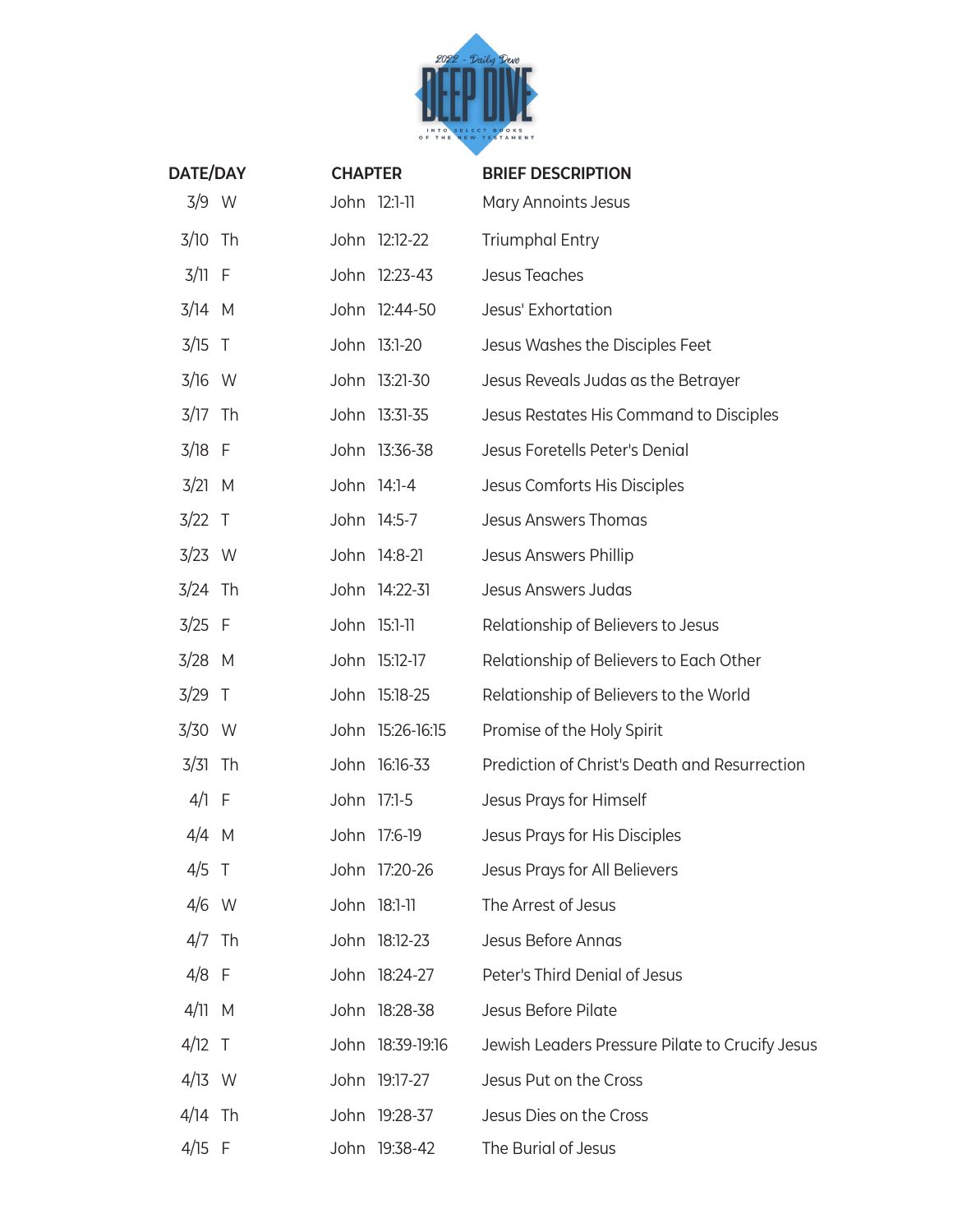2022 - Daily Devo

# DEEP DIVE

INTO SELECT BOOKS OF THE NEW TESTAMENT

| DATE/DAY | CHAPTER | BRIEF DESCRIPTION |
|---|---|---|
| 3/9 W | John 12:1-11 | Mary Annoints Jesus |
| 3/10 Th | John 12:12-22 | Triumphal Entry |
| 3/11 F | John 12:23-43 | Jesus Teaches |
| 3/14 M | John 12:44-50 | Jesus' Exhortation |
| 3/15 T | John 13:1-20 | Jesus Washes the Disciples Feet |
| 3/16 W | John 13:21-30 | Jesus Reveals Judas as the Betrayer |
| 3/17 Th | John 13:31-35 | Jesus Restates His Command to Disciples |
| 3/18 F | John 13:36-38 | Jesus Foretells Peter's Denial |
| 3/21 M | John 14:1-4 | Jesus Comforts His Disciples |
| 3/22 T | John 14:5-7 | Jesus Answers Thomas |
| 3/23 W | John 14:8-21 | Jesus Answers Phillip |
| 3/24 Th | John 14:22-31 | Jesus Answers Judas |
| 3/25 F | John 15:1-11 | Relationship of Believers to Jesus |
| 3/28 M | John 15:12-17 | Relationship of Believers to Each Other |
| 3/29 T | John 15:18-25 | Relationship of Believers to the World |
| 3/30 W | John 15:26-16:15 | Promise of the Holy Spirit |
| 3/31 Th | John 16:16-33 | Prediction of Christ's Death and Resurrection |
| 4/1 F | John 17:1-5 | Jesus Prays for Himself |
| 4/4 M | John 17:6-19 | Jesus Prays for His Disciples |
| 4/5 T | John 17:20-26 | Jesus Prays for All Believers |
| 4/6 W | John 18:1-11 | The Arrest of Jesus |
| 4/7 Th | John 18:12-23 | Jesus Before Annas |
| 4/8 F | John 18:24-27 | Peter's Third Denial of Jesus |
| 4/11 M | John 18:28-38 | Jesus Before Pilate |
| 4/12 T | John 18:39-19:16 | Jewish Leaders Pressure Pilate to Crucify Jesus |
| 4/13 W | John 19:17-27 | Jesus Put on the Cross |
| 4/14 Th | John 19:28-37 | Jesus Dies on the Cross |
| 4/15 F | John 19:38-42 | The Burial of Jesus |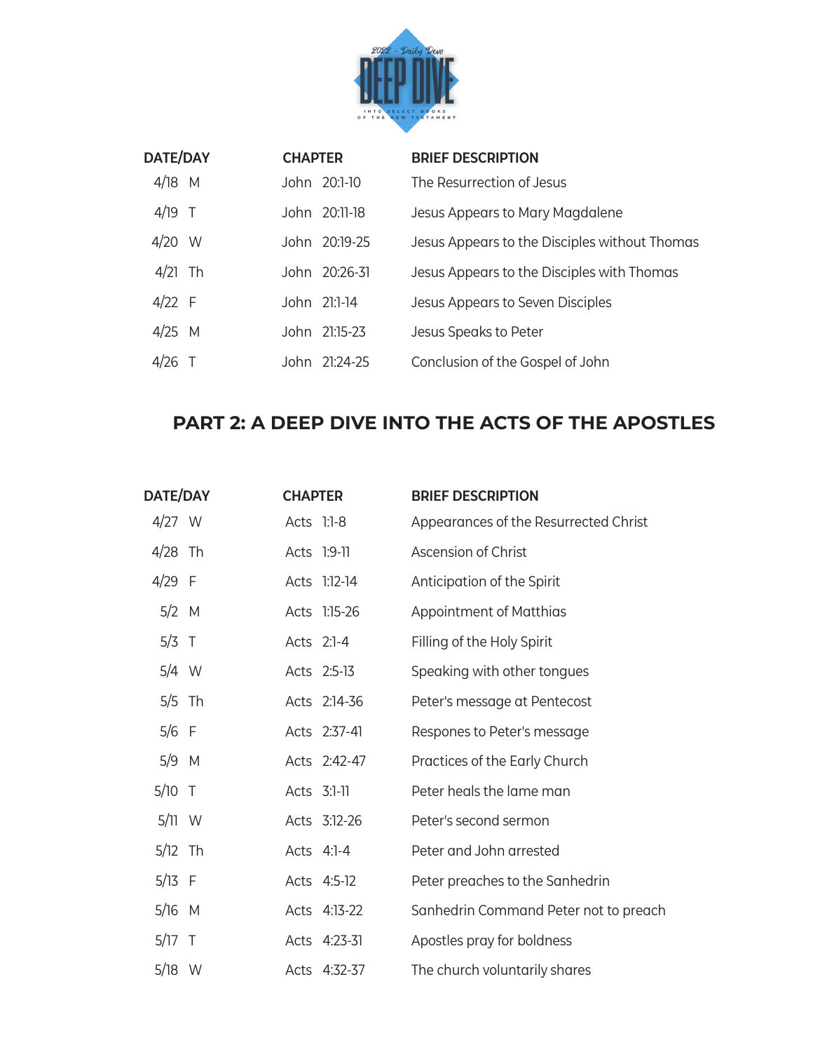| DATE/DAY | CHAPTER | BRIEF DESCRIPTION |
|---|---|---|
| 4/18 M | John 20:1-10 | The Resurrection of Jesus |
| 4/19 T | John 20:11-18 | Jesus Appears to Mary Magdalene |
| 4/20 W | John 20:19-25 | Jesus Appears to the Disciples without Thomas |
| 4/21 Th | John 20:26-31 | Jesus Appears to the Disciples with Thomas |
| 4/22 F | John 21:1-14 | Jesus Appears to Seven Disciples |
| 4/25 M | John 21:15-23 | Jesus Speaks to Peter |
| 4/26 T | John 21:24-25 | Conclusion of the Gospel of John |

## PART 2: A DEEP DIVE INTO THE ACTS OF THE APOSTLES

| DATE/DAY | CHAPTER | BRIEF DESCRIPTION |
|---|---|---|
| 4/27 W | Acts 1:1-8 | Appearances of the Resurrected Christ |
| 4/28 Th | Acts 1:9-11 | Ascension of Christ |
| 4/29 F | Acts 1:12-14 | Anticipation of the Spirit |
| 5/2 M | Acts 1:15-26 | Appointment of Matthias |
| 5/3 T | Acts 2:1-4 | Filling of the Holy Spirit |
| 5/4 W | Acts 2:5-13 | Speaking with other tongues |
| 5/5 Th | Acts 2:14-36 | Peter's message at Pentecost |
| 5/6 F | Acts 2:37-41 | Respones to Peter's message |
| 5/9 M | Acts 2:42-47 | Practices of the Early Church |
| 5/10 T | Acts 3:1-11 | Peter heals the lame man |
| 5/11 W | Acts 3:12-26 | Peter's second sermon |
| 5/12 Th | Acts 4:1-4 | Peter and John arrested |
| 5/13 F | Acts 4:5-12 | Peter preaches to the Sanhedrin |
| 5/16 M | Acts 4:13-22 | Sanhedrin Command Peter not to preach |
| 5/17 T | Acts 4:23-31 | Apostles pray for boldness |
| 5/18 W | Acts 4:32-37 | The church voluntarily shares |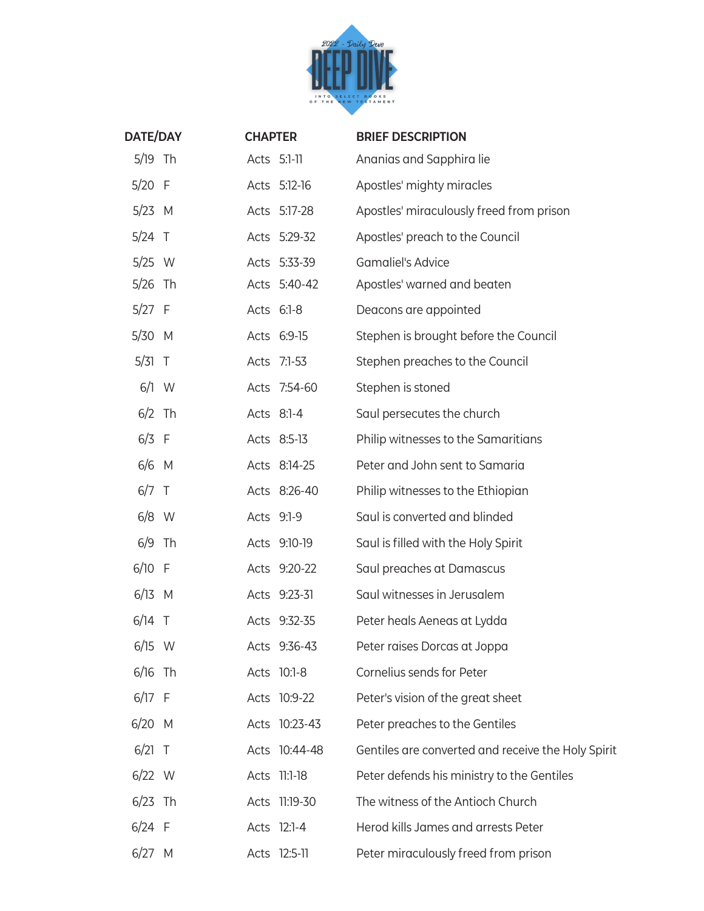2022 - Daily Devo

# DEEP DIVE

INTO SELECT BOOKS OF THE NEW TESTAMENT

| DATE/DAY | CHAPTER | BRIEF DESCRIPTION |
|---|---|---|
| 5/19 Th | Acts 5:1-11 | Ananias and Sapphira lie |
| 5/20 F | Acts 5:12-16 | Apostles' mighty miracles |
| 5/23 M | Acts 5:17-28 | Apostles' miraculously freed from prison |
| 5/24 T | Acts 5:29-32 | Apostles' preach to the Council |
| 5/25 W | Acts 5:33-39 | Gamaliel's Advice |
| 5/26 Th | Acts 5:40-42 | Apostles' warned and beaten |
| 5/27 F | Acts 6:1-8 | Deacons are appointed |
| 5/30 M | Acts 6:9-15 | Stephen is brought before the Council |
| 5/31 T | Acts 7:1-53 | Stephen preaches to the Council |
| 6/1 W | Acts 7:54-60 | Stephen is stoned |
| 6/2 Th | Acts 8:1-4 | Saul persecutes the church |
| 6/3 F | Acts 8:5-13 | Philip witnesses to the Samaritians |
| 6/6 M | Acts 8:14-25 | Peter and John sent to Samaria |
| 6/7 T | Acts 8:26-40 | Philip witnesses to the Ethiopian |
| 6/8 W | Acts 9:1-9 | Saul is converted and blinded |
| 6/9 Th | Acts 9:10-19 | Saul is filled with the Holy Spirit |
| 6/10 F | Acts 9:20-22 | Saul preaches at Damascus |
| 6/13 M | Acts 9:23-31 | Saul witnesses in Jerusalem |
| 6/14 T | Acts 9:32-35 | Peter heals Aeneas at Lydda |
| 6/15 W | Acts 9:36-43 | Peter raises Dorcas at Joppa |
| 6/16 Th | Acts 10:1-8 | Cornelius sends for Peter |
| 6/17 F | Acts 10:9-22 | Peter's vision of the great sheet |
| 6/20 M | Acts 10:23-43 | Peter preaches to the Gentiles |
| 6/21 T | Acts 10:44-48 | Gentiles are converted and receive the Holy Spirit |
| 6/22 W | Acts 11:1-18 | Peter defends his ministry to the Gentiles |
| 6/23 Th | Acts 11:19-30 | The witness of the Antioch Church |
| 6/24 F | Acts 12:1-4 | Herod kills James and arrests Peter |
| 6/27 M | Acts 12:5-11 | Peter miraculously freed from prison |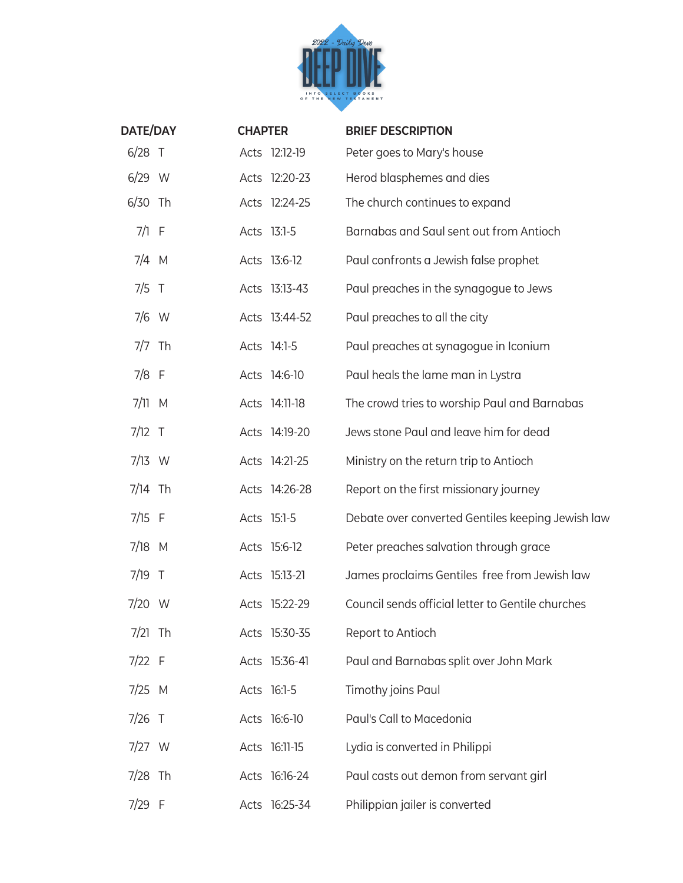2022 - Daily Devo

# DEEP DIVE

INTO SELECT BOOKS OF THE NEW TESTAMENT

| DATE/DAY | CHAPTER | BRIEF DESCRIPTION |
|---|---|---|
| 6/28 T | Acts 12:12-19 | Peter goes to Mary's house |
| 6/29 W | Acts 12:20-23 | Herod blasphemes and dies |
| 6/30 Th | Acts 12:24-25 | The church continues to expand |
| 7/1 F | Acts 13:1-5 | Barnabas and Saul sent out from Antioch |
| 7/4 M | Acts 13:6-12 | Paul confronts a Jewish false prophet |
| 7/5 T | Acts 13:13-43 | Paul preaches in the synagogue to Jews |
| 7/6 W | Acts 13:44-52 | Paul preaches to all the city |
| 7/7 Th | Acts 14:1-5 | Paul preaches at synagogue in Iconium |
| 7/8 F | Acts 14:6-10 | Paul heals the lame man in Lystra |
| 7/11 M | Acts 14:11-18 | The crowd tries to worship Paul and Barnabas |
| 7/12 T | Acts 14:19-20 | Jews stone Paul and leave him for dead |
| 7/13 W | Acts 14:21-25 | Ministry on the return trip to Antioch |
| 7/14 Th | Acts 14:26-28 | Report on the first missionary journey |
| 7/15 F | Acts 15:1-5 | Debate over converted Gentiles keeping Jewish law |
| 7/18 M | Acts 15:6-12 | Peter preaches salvation through grace |
| 7/19 T | Acts 15:13-21 | James proclaims Gentiles free from Jewish law |
| 7/20 W | Acts 15:22-29 | Council sends official letter to Gentile churches |
| 7/21 Th | Acts 15:30-35 | Report to Antioch |
| 7/22 F | Acts 15:36-41 | Paul and Barnabas split over John Mark |
| 7/25 M | Acts 16:1-5 | Timothy joins Paul |
| 7/26 T | Acts 16:6-10 | Paul's Call to Macedonia |
| 7/27 W | Acts 16:11-15 | Lydia is converted in Philippi |
| 7/28 Th | Acts 16:16-24 | Paul casts out demon from servant girl |
| 7/29 F | Acts 16:25-34 | Philippian jailer is converted |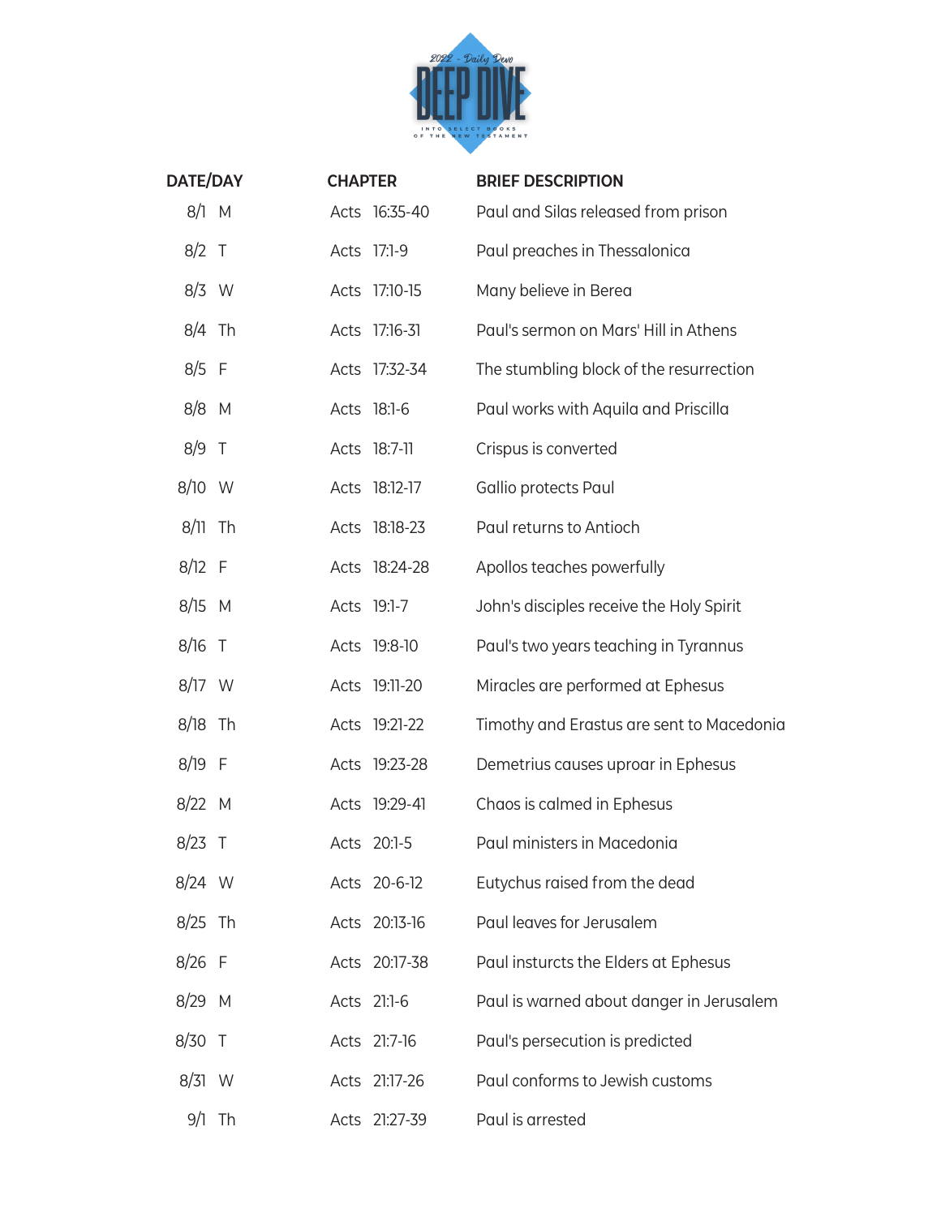2022 - Daily Devo

# DEEP DIVE

INTO SELECT BOOKS OF THE NEW TESTAMENT

| DATE/DAY | CHAPTER | BRIEF DESCRIPTION |
| --- | --- | --- |
| 8/1 M | Acts 16:35-40 | Paul and Silas released from prison |
| 8/2 T | Acts 17:1-9 | Paul preaches in Thessalonica |
| 8/3 W | Acts 17:10-15 | Many believe in Berea |
| 8/4 Th | Acts 17:16-31 | Paul's sermon on Mars' Hill in Athens |
| 8/5 F | Acts 17:32-34 | The stumbling block of the resurrection |
| 8/8 M | Acts 18:1-6 | Paul works with Aquila and Priscilla |
| 8/9 T | Acts 18:7-11 | Crispus is converted |
| 8/10 W | Acts 18:12-17 | Gallio protects Paul |
| 8/11 Th | Acts 18:18-23 | Paul returns to Antioch |
| 8/12 F | Acts 18:24-28 | Apollos teaches powerfully |
| 8/15 M | Acts 19:1-7 | John's disciples receive the Holy Spirit |
| 8/16 T | Acts 19:8-10 | Paul's two years teaching in Tyrannus |
| 8/17 W | Acts 19:11-20 | Miracles are performed at Ephesus |
| 8/18 Th | Acts 19:21-22 | Timothy and Erastus are sent to Macedonia |
| 8/19 F | Acts 19:23-28 | Demetrius causes uproar in Ephesus |
| 8/22 M | Acts 19:29-41 | Chaos is calmed in Ephesus |
| 8/23 T | Acts 20:1-5 | Paul ministers in Macedonia |
| 8/24 W | Acts 20-6-12 | Eutychus raised from the dead |
| 8/25 Th | Acts 20:13-16 | Paul leaves for Jerusalem |
| 8/26 F | Acts 20:17-38 | Paul insturcts the Elders at Ephesus |
| 8/29 M | Acts 21:1-6 | Paul is warned about danger in Jerusalem |
| 8/30 T | Acts 21:7-16 | Paul's persecution is predicted |
| 8/31 W | Acts 21:17-26 | Paul conforms to Jewish customs |
| 9/1 Th | Acts 21:27-39 | Paul is arrested |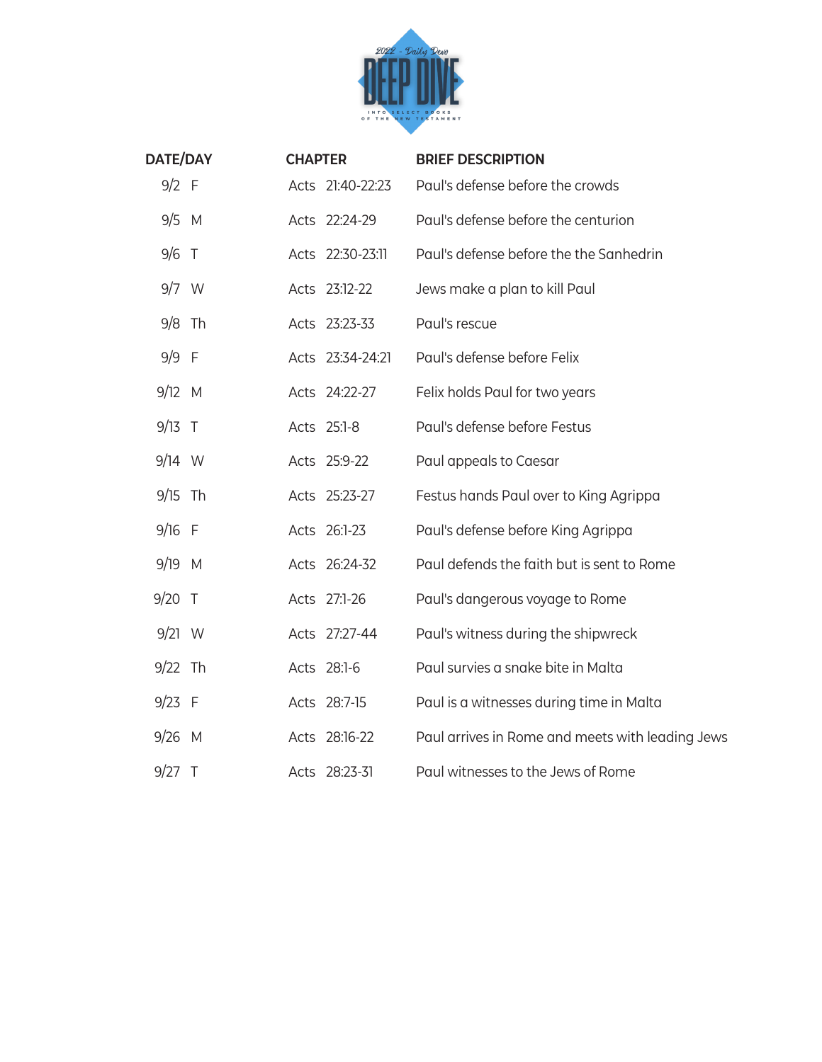| DATE/DAY | CHAPTER | BRIEF DESCRIPTION |
|---|---|---|
| 9/2 F | Acts 21:40-22:23 | Paul's defense before the crowds |
| 9/5 M | Acts 22:24-29 | Paul's defense before the centurion |
| 9/6 T | Acts 22:30-23:11 | Paul's defense before the the Sanhedrin |
| 9/7 W | Acts 23:12-22 | Jews make a plan to kill Paul |
| 9/8 Th | Acts 23:23-33 | Paul's rescue |
| 9/9 F | Acts 23:34-24:21 | Paul's defense before Felix |
| 9/12 M | Acts 24:22-27 | Felix holds Paul for two years |
| 9/13 T | Acts 25:1-8 | Paul's defense before Festus |
| 9/14 W | Acts 25:9-22 | Paul appeals to Caesar |
| 9/15 Th | Acts 25:23-27 | Festus hands Paul over to King Agrippa |
| 9/16 F | Acts 26:1-23 | Paul's defense before King Agrippa |
| 9/19 M | Acts 26:24-32 | Paul defends the faith but is sent to Rome |
| 9/20 T | Acts 27:1-26 | Paul's dangerous voyage to Rome |
| 9/21 W | Acts 27:27-44 | Paul's witness during the shipwreck |
| 9/22 Th | Acts 28:1-6 | Paul survies a snake bite in Malta |
| 9/23 F | Acts 28:7-15 | Paul is a witnesses during time in Malta |
| 9/26 M | Acts 28:16-22 | Paul arrives in Rome and meets with leading Jews |
| 9/27 T | Acts 28:23-31 | Paul witnesses to the Jews of Rome |